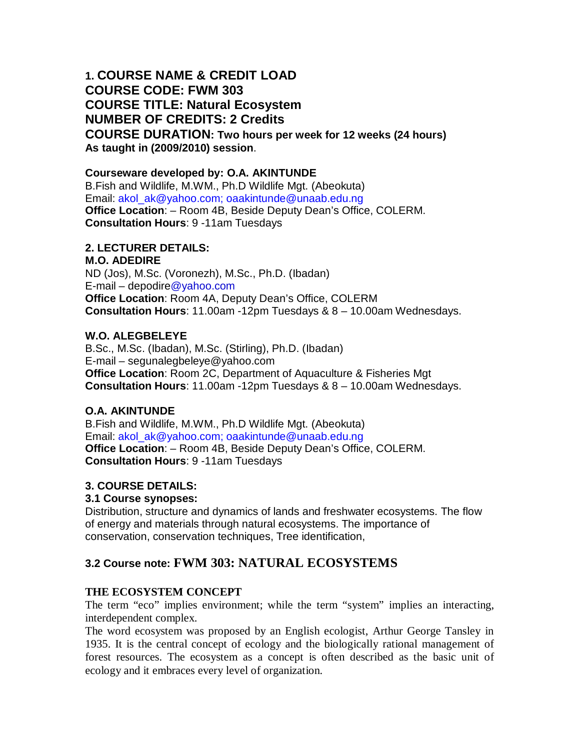## 1. COURSE NAME & CREDIT LOAD

**COURSE CODE: FWM 303**

**COURSE TITLE: Natural Ecosystem**

**NUMBER OF CREDITS: 2 Credits**

**COURSE DURATION: Two hours per week for 12 weeks (24 hours)**

**As taught in (2009/2010) session**.

**Courseware developed by: O.A. AKINTUNDE**

B.Fish and Wildlife, M.WM., Ph.D Wildlife Mgt. (Abeokuta)
Email: akol_ak@yahoo.com; oaakintunde@unaab.edu.ng
**Office Location**: – Room 4B, Beside Deputy Dean's Office, COLERM.
**Consultation Hours**: 9 -11am Tuesdays

## 2. LECTURER DETAILS:

**M.O. ADEDIRE**

ND (Jos), M.Sc. (Voronezh), M.Sc., Ph.D. (Ibadan)
E-mail – depodire@yahoo.com
**Office Location**: Room 4A, Deputy Dean's Office, COLERM
**Consultation Hours**: 11.00am -12pm Tuesdays & 8 – 10.00am Wednesdays.

**W.O. ALEGBELEYE**

B.Sc., M.Sc. (Ibadan), M.Sc. (Stirling), Ph.D. (Ibadan)
E-mail – segunalegbeleye@yahoo.com
**Office Location**: Room 2C, Department of Aquaculture & Fisheries Mgt
**Consultation Hours**: 11.00am -12pm Tuesdays & 8 – 10.00am Wednesdays.

**O.A. AKINTUNDE**

B.Fish and Wildlife, M.WM., Ph.D Wildlife Mgt. (Abeokuta)
Email: akol_ak@yahoo.com; oaakintunde@unaab.edu.ng
**Office Location**: – Room 4B, Beside Deputy Dean's Office, COLERM.
**Consultation Hours**: 9 -11am Tuesdays

## 3. COURSE DETAILS:

### 3.1 Course synopses:

Distribution, structure and dynamics of lands and freshwater ecosystems. The flow of energy and materials through natural ecosystems. The importance of conservation, conservation techniques, Tree identification,

### 3.2 Course note: FWM 303: NATURAL ECOSYSTEMS

**THE ECOSYSTEM CONCEPT**

The term "eco" implies environment; while the term "system" implies an interacting, interdependent complex.

The word ecosystem was proposed by an English ecologist, Arthur George Tansley in 1935. It is the central concept of ecology and the biologically rational management of forest resources. The ecosystem as a concept is often described as the basic unit of ecology and it embraces every level of organization.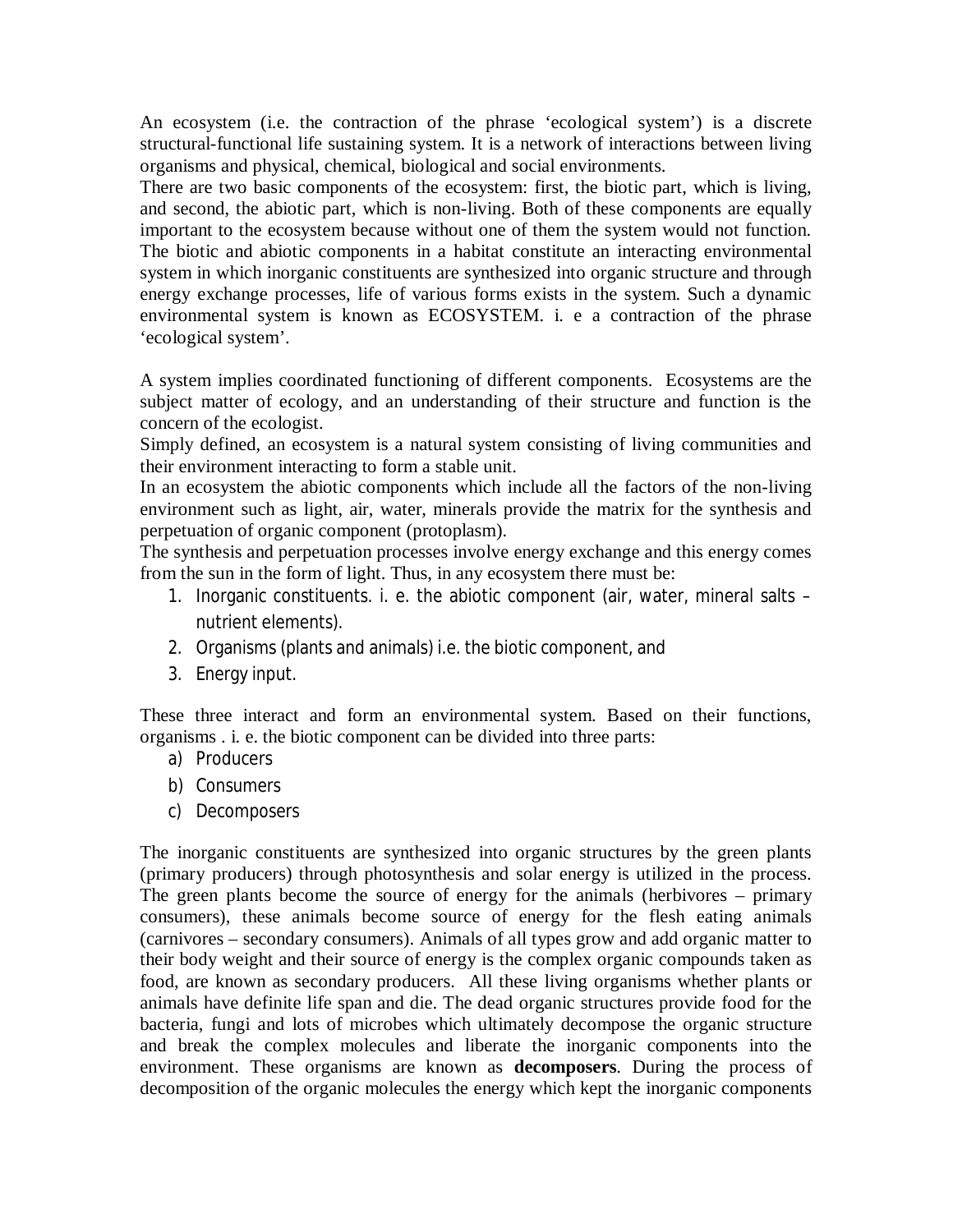An ecosystem (i.e. the contraction of the phrase 'ecological system') is a discrete structural-functional life sustaining system. It is a network of interactions between living organisms and physical, chemical, biological and social environments.

There are two basic components of the ecosystem: first, the biotic part, which is living, and second, the abiotic part, which is non-living. Both of these components are equally important to the ecosystem because without one of them the system would not function. The biotic and abiotic components in a habitat constitute an interacting environmental system in which inorganic constituents are synthesized into organic structure and through energy exchange processes, life of various forms exists in the system. Such a dynamic environmental system is known as ECOSYSTEM. i. e a contraction of the phrase 'ecological system'.

A system implies coordinated functioning of different components. Ecosystems are the subject matter of ecology, and an understanding of their structure and function is the concern of the ecologist.

Simply defined, an ecosystem is a natural system consisting of living communities and their environment interacting to form a stable unit.

In an ecosystem the abiotic components which include all the factors of the non-living environment such as light, air, water, minerals provide the matrix for the synthesis and perpetuation of organic component (protoplasm).

The synthesis and perpetuation processes involve energy exchange and this energy comes from the sun in the form of light. Thus, in any ecosystem there must be:

1. Inorganic constituents. i. e. the abiotic component (air, water, mineral salts – nutrient elements).
2. Organisms (plants and animals) i.e. the biotic component, and
3. Energy input.

These three interact and form an environmental system. Based on their functions, organisms . i. e. the biotic component can be divided into three parts:

a) Producers
b) Consumers
c) Decomposers

The inorganic constituents are synthesized into organic structures by the green plants (primary producers) through photosynthesis and solar energy is utilized in the process. The green plants become the source of energy for the animals (herbivores – primary consumers), these animals become source of energy for the flesh eating animals (carnivores – secondary consumers). Animals of all types grow and add organic matter to their body weight and their source of energy is the complex organic compounds taken as food, are known as secondary producers. All these living organisms whether plants or animals have definite life span and die. The dead organic structures provide food for the bacteria, fungi and lots of microbes which ultimately decompose the organic structure and break the complex molecules and liberate the inorganic components into the environment. These organisms are known as **decomposers**. During the process of decomposition of the organic molecules the energy which kept the inorganic components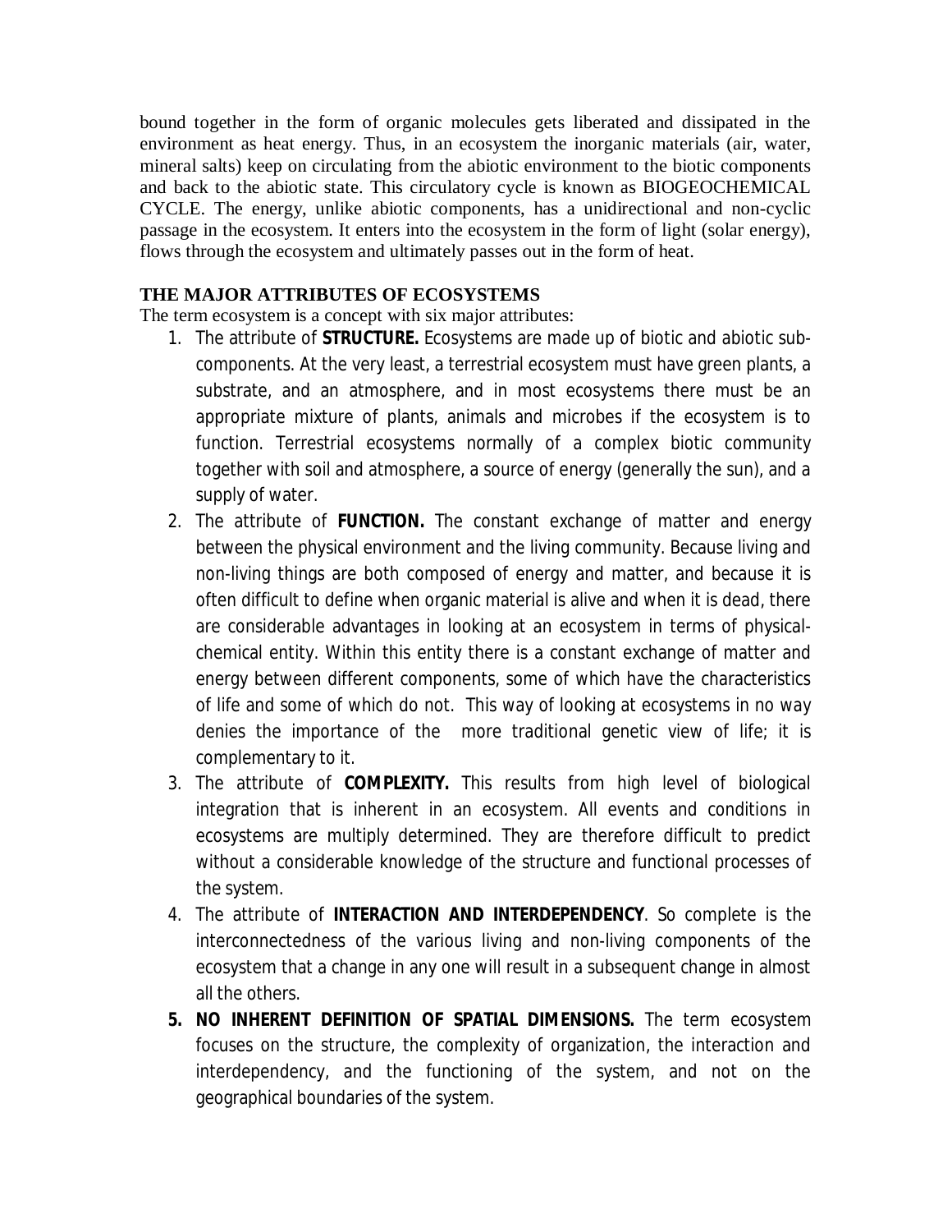bound together in the form of organic molecules gets liberated and dissipated in the environment as heat energy. Thus, in an ecosystem the inorganic materials (air, water, mineral salts) keep on circulating from the abiotic environment to the biotic components and back to the abiotic state. This circulatory cycle is known as BIOGEOCHEMICAL CYCLE. The energy, unlike abiotic components, has a unidirectional and non-cyclic passage in the ecosystem. It enters into the ecosystem in the form of light (solar energy), flows through the ecosystem and ultimately passes out in the form of heat.

**THE MAJOR ATTRIBUTES OF ECOSYSTEMS**

The term ecosystem is a concept with six major attributes:

1. The attribute of **STRUCTURE.** Ecosystems are made up of biotic and abiotic sub-components. At the very least, a terrestrial ecosystem must have green plants, a substrate, and an atmosphere, and in most ecosystems there must be an appropriate mixture of plants, animals and microbes if the ecosystem is to function. Terrestrial ecosystems normally of a complex biotic community together with soil and atmosphere, a source of energy (generally the sun), and a supply of water.
2. The attribute of **FUNCTION.** The constant exchange of matter and energy between the physical environment and the living community. Because living and non-living things are both composed of energy and matter, and because it is often difficult to define when organic material is alive and when it is dead, there are considerable advantages in looking at an ecosystem in terms of physical-chemical entity. Within this entity there is a constant exchange of matter and energy between different components, some of which have the characteristics of life and some of which do not. This way of looking at ecosystems in no way denies the importance of the more traditional genetic view of life; it is complementary to it.
3. The attribute of **COMPLEXITY.** This results from high level of biological integration that is inherent in an ecosystem. All events and conditions in ecosystems are multiply determined. They are therefore difficult to predict without a considerable knowledge of the structure and functional processes of the system.
4. The attribute of **INTERACTION AND INTERDEPENDENCY**. So complete is the interconnectedness of the various living and non-living components of the ecosystem that a change in any one will result in a subsequent change in almost all the others.
5. **NO INHERENT DEFINITION OF SPATIAL DIMENSIONS.** The term ecosystem focuses on the structure, the complexity of organization, the interaction and interdependency, and the functioning of the system, and not on the geographical boundaries of the system.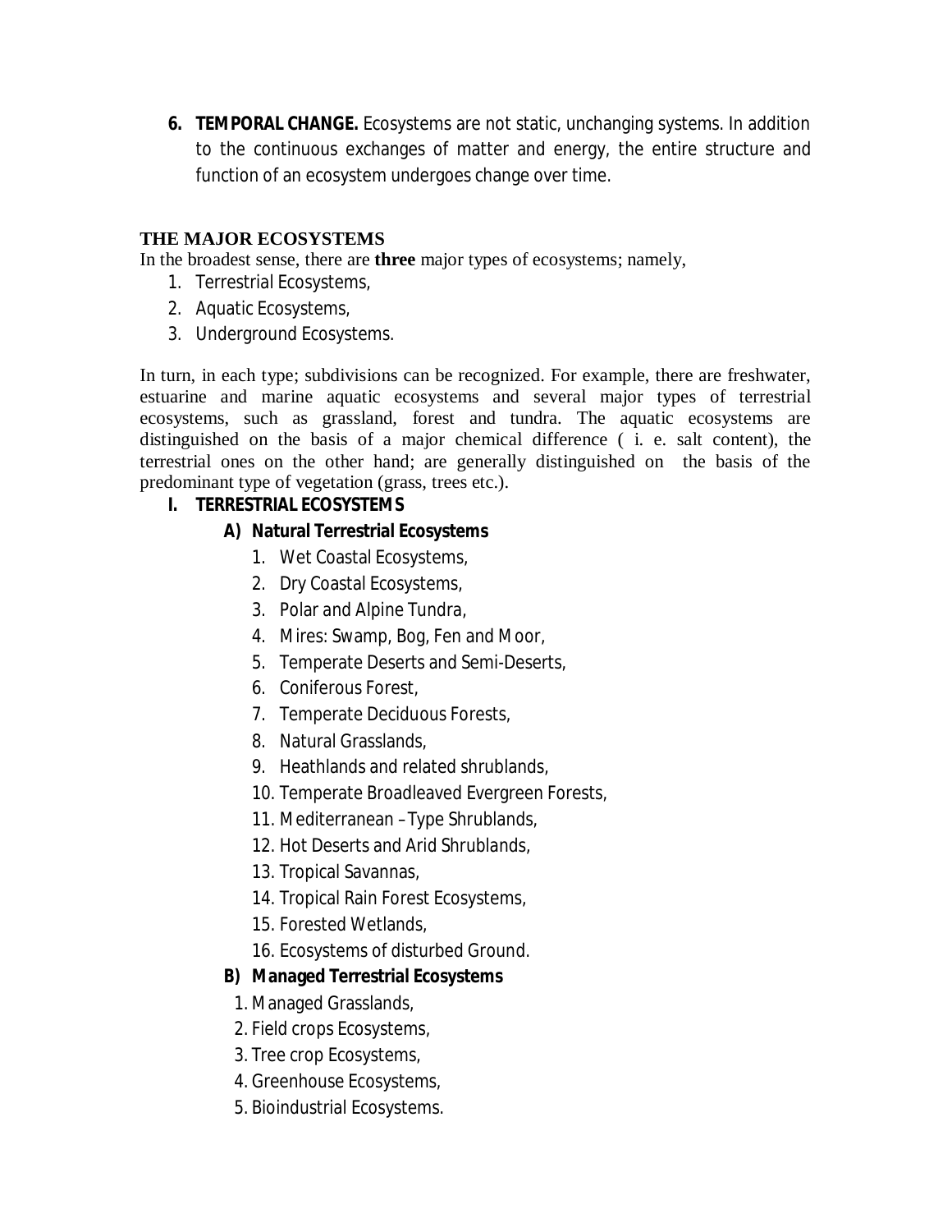6. **TEMPORAL CHANGE.** Ecosystems are not static, unchanging systems. In addition to the continuous exchanges of matter and energy, the entire structure and function of an ecosystem undergoes change over time.

## THE MAJOR ECOSYSTEMS

In the broadest sense, there are **three** major types of ecosystems; namely,

1. Terrestrial Ecosystems,
2. Aquatic Ecosystems,
3. Underground Ecosystems.

In turn, in each type; subdivisions can be recognized. For example, there are freshwater, estuarine and marine aquatic ecosystems and several major types of terrestrial ecosystems, such as grassland, forest and tundra. The aquatic ecosystems are distinguished on the basis of a major chemical difference ( i. e. salt content), the terrestrial ones on the other hand; are generally distinguished on the basis of the predominant type of vegetation (grass, trees etc.).

### I. TERRESTRIAL ECOSYSTEMS

#### A) Natural Terrestrial Ecosystems

1. Wet Coastal Ecosystems,
2. Dry Coastal Ecosystems,
3. Polar and Alpine Tundra,
4. Mires: Swamp, Bog, Fen and Moor,
5. Temperate Deserts and Semi-Deserts,
6. Coniferous Forest,
7. Temperate Deciduous Forests,
8. Natural Grasslands,
9. Heathlands and related shrublands,
10. Temperate Broadleaved Evergreen Forests,
11. Mediterranean –Type Shrublands,
12. Hot Deserts and Arid Shrublands,
13. Tropical Savannas,
14. Tropical Rain Forest Ecosystems,
15. Forested Wetlands,
16. Ecosystems of disturbed Ground.

#### B) Managed Terrestrial Ecosystems

1. Managed Grasslands,
2. Field crops Ecosystems,
3. Tree crop Ecosystems,
4. Greenhouse Ecosystems,
5. Bioindustrial Ecosystems.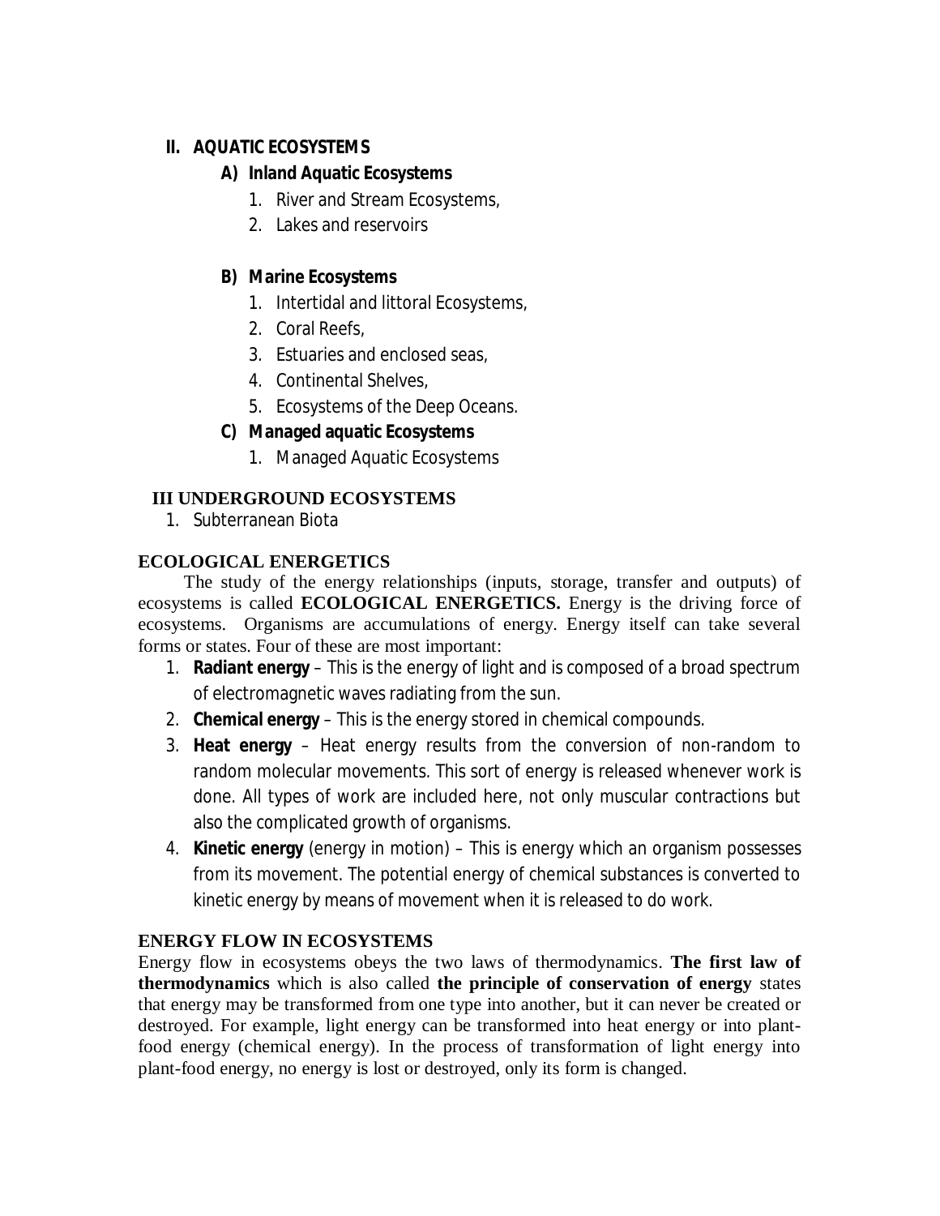## II. AQUATIC ECOSYSTEMS

### A) Inland Aquatic Ecosystems

1. River and Stream Ecosystems,
2. Lakes and reservoirs

### B) Marine Ecosystems

1. Intertidal and littoral Ecosystems,
2. Coral Reefs,
3. Estuaries and enclosed seas,
4. Continental Shelves,
5. Ecosystems of the Deep Oceans.

### C) Managed aquatic Ecosystems

1. Managed Aquatic Ecosystems

## III UNDERGROUND ECOSYSTEMS

1. Subterranean Biota

## ECOLOGICAL ENERGETICS

The study of the energy relationships (inputs, storage, transfer and outputs) of ecosystems is called **ECOLOGICAL ENERGETICS.** Energy is the driving force of ecosystems. Organisms are accumulations of energy. Energy itself can take several forms or states. Four of these are most important:

1. **Radiant energy** – This is the energy of light and is composed of a broad spectrum of electromagnetic waves radiating from the sun.
2. **Chemical energy** – This is the energy stored in chemical compounds.
3. **Heat energy** – Heat energy results from the conversion of non-random to random molecular movements. This sort of energy is released whenever work is done. All types of work are included here, not only muscular contractions but also the complicated growth of organisms.
4. **Kinetic energy** (energy in motion) – This is energy which an organism possesses from its movement. The potential energy of chemical substances is converted to kinetic energy by means of movement when it is released to do work.

## ENERGY FLOW IN ECOSYSTEMS

Energy flow in ecosystems obeys the two laws of thermodynamics. **The first law of thermodynamics** which is also called **the principle of conservation of energy** states that energy may be transformed from one type into another, but it can never be created or destroyed. For example, light energy can be transformed into heat energy or into plant-food energy (chemical energy). In the process of transformation of light energy into plant-food energy, no energy is lost or destroyed, only its form is changed.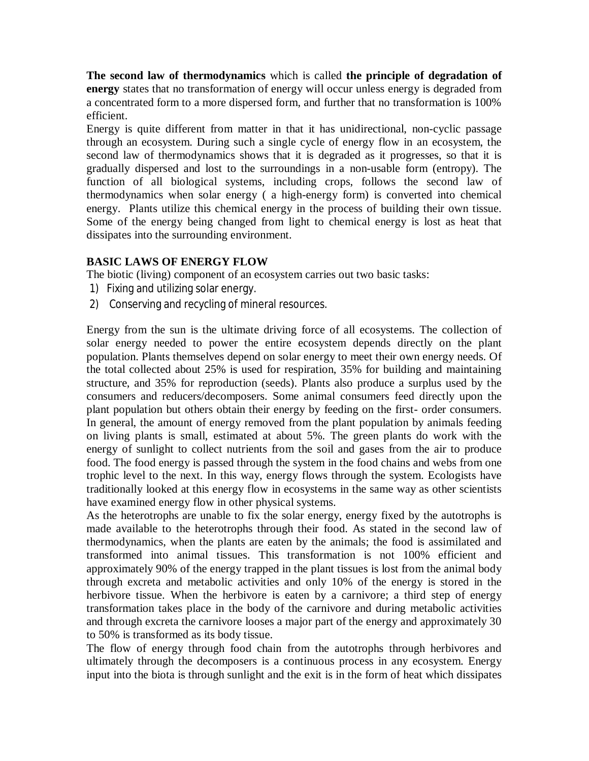**The second law of thermodynamics** which is called **the principle of degradation of energy** states that no transformation of energy will occur unless energy is degraded from a concentrated form to a more dispersed form, and further that no transformation is 100% efficient.

Energy is quite different from matter in that it has unidirectional, non-cyclic passage through an ecosystem. During such a single cycle of energy flow in an ecosystem, the second law of thermodynamics shows that it is degraded as it progresses, so that it is gradually dispersed and lost to the surroundings in a non-usable form (entropy). The function of all biological systems, including crops, follows the second law of thermodynamics when solar energy ( a high-energy form) is converted into chemical energy. Plants utilize this chemical energy in the process of building their own tissue. Some of the energy being changed from light to chemical energy is lost as heat that dissipates into the surrounding environment.

**BASIC LAWS OF ENERGY FLOW**

The biotic (living) component of an ecosystem carries out two basic tasks:

1) Fixing and utilizing solar energy.
2) Conserving and recycling of mineral resources.

Energy from the sun is the ultimate driving force of all ecosystems. The collection of solar energy needed to power the entire ecosystem depends directly on the plant population. Plants themselves depend on solar energy to meet their own energy needs. Of the total collected about 25% is used for respiration, 35% for building and maintaining structure, and 35% for reproduction (seeds). Plants also produce a surplus used by the consumers and reducers/decomposers. Some animal consumers feed directly upon the plant population but others obtain their energy by feeding on the first- order consumers. In general, the amount of energy removed from the plant population by animals feeding on living plants is small, estimated at about 5%. The green plants do work with the energy of sunlight to collect nutrients from the soil and gases from the air to produce food. The food energy is passed through the system in the food chains and webs from one trophic level to the next. In this way, energy flows through the system. Ecologists have traditionally looked at this energy flow in ecosystems in the same way as other scientists have examined energy flow in other physical systems.

As the heterotrophs are unable to fix the solar energy, energy fixed by the autotrophs is made available to the heterotrophs through their food. As stated in the second law of thermodynamics, when the plants are eaten by the animals; the food is assimilated and transformed into animal tissues. This transformation is not 100% efficient and approximately 90% of the energy trapped in the plant tissues is lost from the animal body through excreta and metabolic activities and only 10% of the energy is stored in the herbivore tissue. When the herbivore is eaten by a carnivore; a third step of energy transformation takes place in the body of the carnivore and during metabolic activities and through excreta the carnivore looses a major part of the energy and approximately 30 to 50% is transformed as its body tissue.

The flow of energy through food chain from the autotrophs through herbivores and ultimately through the decomposers is a continuous process in any ecosystem. Energy input into the biota is through sunlight and the exit is in the form of heat which dissipates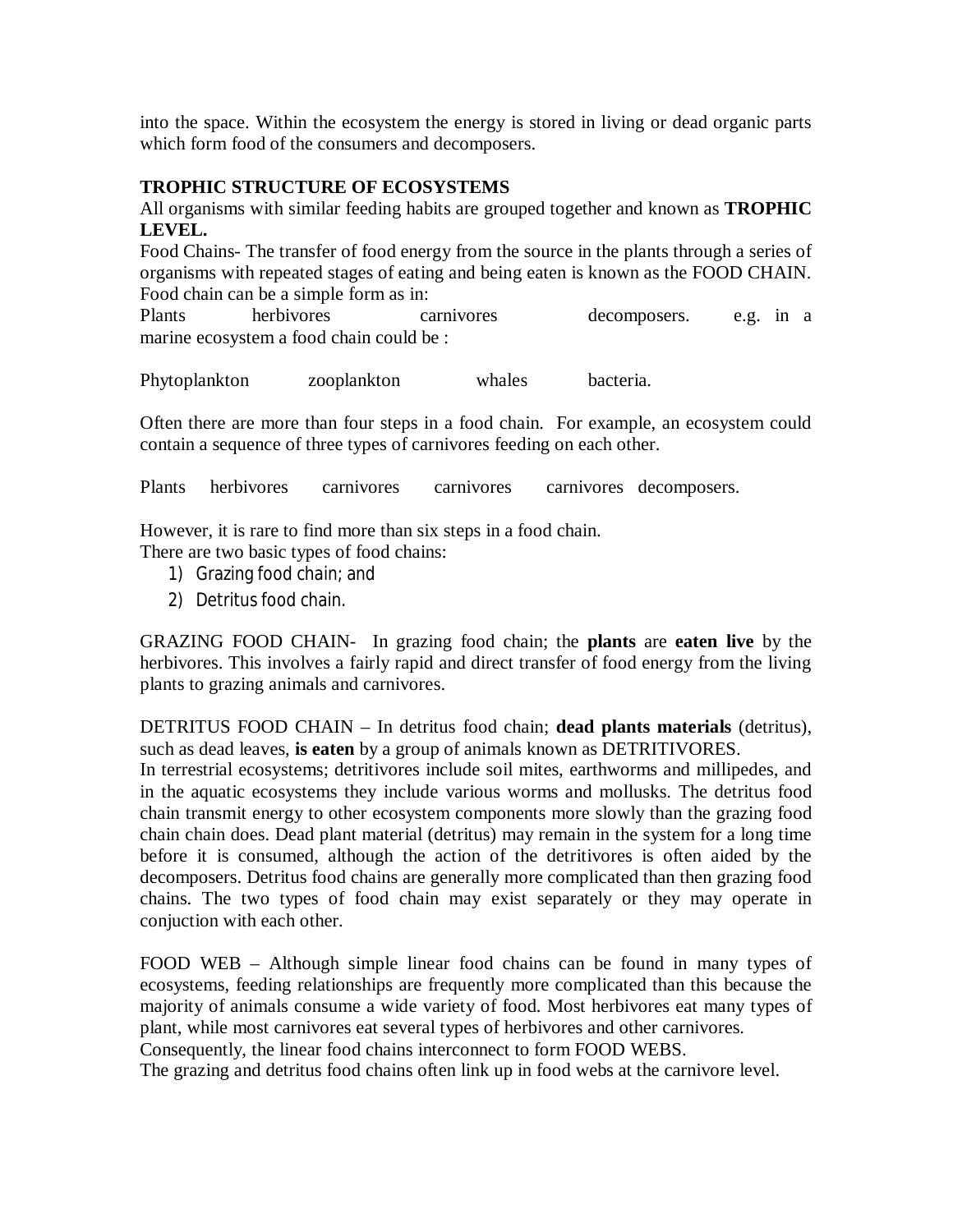into the space. Within the ecosystem the energy is stored in living or dead organic parts which form food of the consumers and decomposers.

**TROPHIC STRUCTURE OF ECOSYSTEMS**

All organisms with similar feeding habits are grouped together and known as **TROPHIC LEVEL.**

Food Chains- The transfer of food energy from the source in the plants through a series of organisms with repeated stages of eating and being eaten is known as the FOOD CHAIN. Food chain can be a simple form as in:

Plants herbivores carnivores decomposers. e.g. in a marine ecosystem a food chain could be :

Phytoplankton zooplankton whales bacteria.

Often there are more than four steps in a food chain. For example, an ecosystem could contain a sequence of three types of carnivores feeding on each other.

Plants herbivores carnivores carnivores carnivores decomposers.

However, it is rare to find more than six steps in a food chain.

There are two basic types of food chains:

1) Grazing food chain; and
2) Detritus food chain.

GRAZING FOOD CHAIN- In grazing food chain; the **plants** are **eaten live** by the herbivores. This involves a fairly rapid and direct transfer of food energy from the living plants to grazing animals and carnivores.

DETRITUS FOOD CHAIN – In detritus food chain; **dead plants materials** (detritus), such as dead leaves, **is eaten** by a group of animals known as DETRITIVORES.

In terrestrial ecosystems; detritivores include soil mites, earthworms and millipedes, and in the aquatic ecosystems they include various worms and mollusks. The detritus food chain transmit energy to other ecosystem components more slowly than the grazing food chain chain does. Dead plant material (detritus) may remain in the system for a long time before it is consumed, although the action of the detritivores is often aided by the decomposers. Detritus food chains are generally more complicated than then grazing food chains. The two types of food chain may exist separately or they may operate in conjuction with each other.

FOOD WEB – Although simple linear food chains can be found in many types of ecosystems, feeding relationships are frequently more complicated than this because the majority of animals consume a wide variety of food. Most herbivores eat many types of plant, while most carnivores eat several types of herbivores and other carnivores.

Consequently, the linear food chains interconnect to form FOOD WEBS.

The grazing and detritus food chains often link up in food webs at the carnivore level.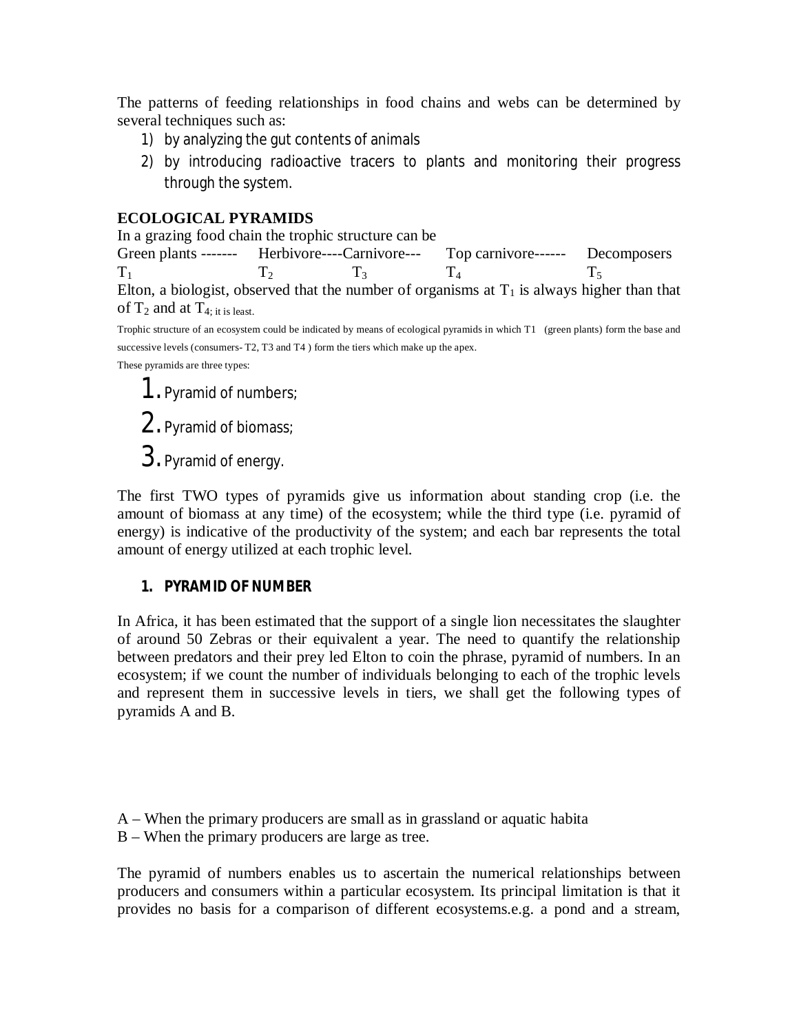The patterns of feeding relationships in food chains and webs can be determined by several techniques such as:

1) by analyzing the gut contents of animals
2) by introducing radioactive tracers to plants and monitoring their progress through the system.

**ECOLOGICAL PYRAMIDS**

In a grazing food chain the trophic structure can be

| Green plants ------- | Herbivore---- | Carnivore--- | Top carnivore------ | Decomposers |
|---|---|---|---|---|
| $T_1$ | $T_2$ | $T_3$ | $T_4$ | $T_5$ |

Elton, a biologist, observed that the number of organisms at $T_1$ is always higher than that of $T_2$ and at $T_4$; it is least.

Trophic structure of an ecosystem could be indicated by means of ecological pyramids in which T1 (green plants) form the base and successive levels (consumers- T2, T3 and T4 ) form the tiers which make up the apex.

These pyramids are three types:

1. Pyramid of numbers;
2. Pyramid of biomass;
3. Pyramid of energy.

The first TWO types of pyramids give us information about standing crop (i.e. the amount of biomass at any time) of the ecosystem; while the third type (i.e. pyramid of energy) is indicative of the productivity of the system; and each bar represents the total amount of energy utilized at each trophic level.

### 1. PYRAMID OF NUMBER

In Africa, it has been estimated that the support of a single lion necessitates the slaughter of around 50 Zebras or their equivalent a year. The need to quantify the relationship between predators and their prey led Elton to coin the phrase, pyramid of numbers. In an ecosystem; if we count the number of individuals belonging to each of the trophic levels and represent them in successive levels in tiers, we shall get the following types of pyramids A and B.

A – When the primary producers are small as in grassland or aquatic habita

B – When the primary producers are large as tree.

The pyramid of numbers enables us to ascertain the numerical relationships between producers and consumers within a particular ecosystem. Its principal limitation is that it provides no basis for a comparison of different ecosystems.e.g. a pond and a stream,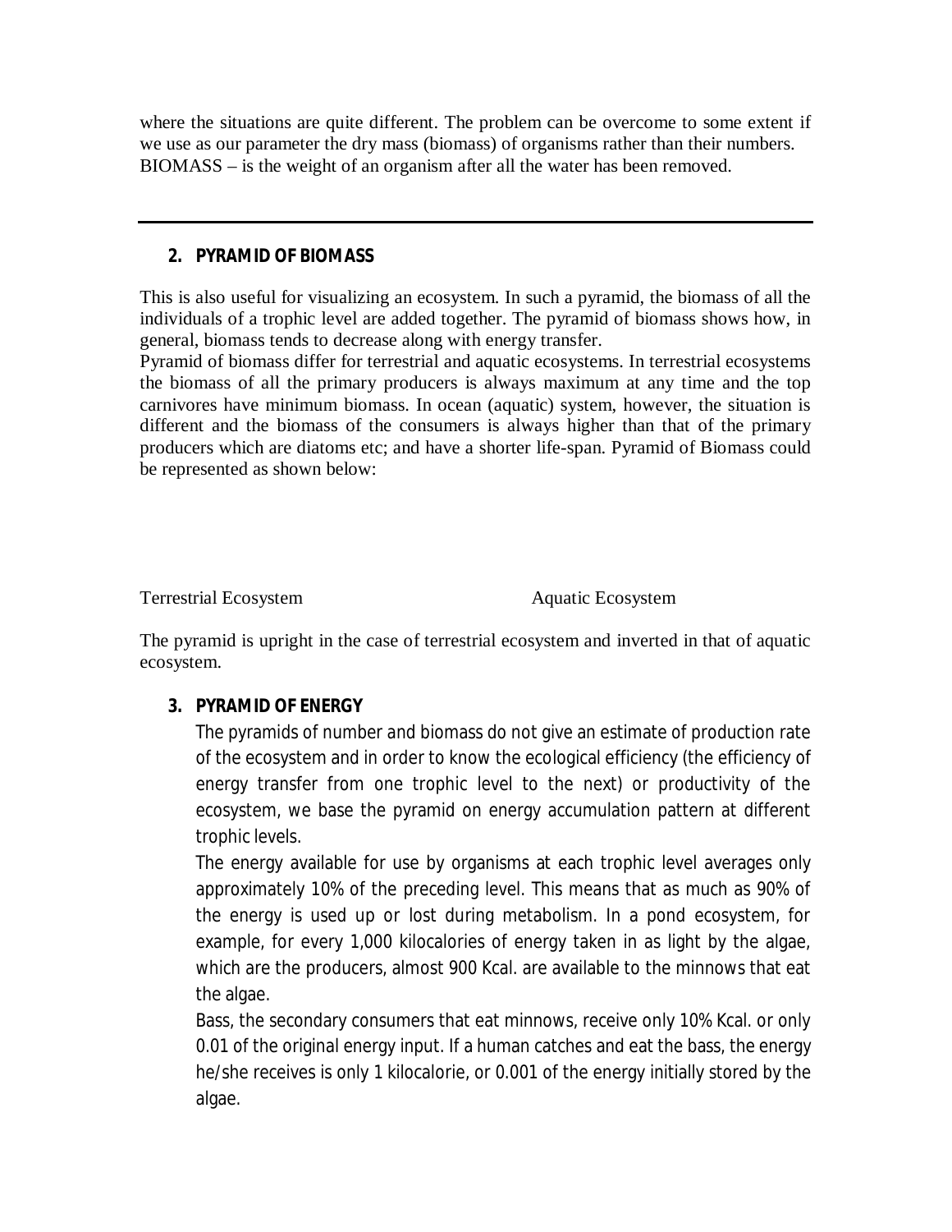where the situations are quite different. The problem can be overcome to some extent if we use as our parameter the dry mass (biomass) of organisms rather than their numbers. BIOMASS – is the weight of an organism after all the water has been removed.

---

## 2. PYRAMID OF BIOMASS

This is also useful for visualizing an ecosystem. In such a pyramid, the biomass of all the individuals of a trophic level are added together. The pyramid of biomass shows how, in general, biomass tends to decrease along with energy transfer.
Pyramid of biomass differ for terrestrial and aquatic ecosystems. In terrestrial ecosystems the biomass of all the primary producers is always maximum at any time and the top carnivores have minimum biomass. In ocean (aquatic) system, however, the situation is different and the biomass of the consumers is always higher than that of the primary producers which are diatoms etc; and have a shorter life-span. Pyramid of Biomass could be represented as shown below:

Terrestrial Ecosystem    Aquatic Ecosystem

The pyramid is upright in the case of terrestrial ecosystem and inverted in that of aquatic ecosystem.

## 3. PYRAMID OF ENERGY

The pyramids of number and biomass do not give an estimate of production rate of the ecosystem and in order to know the ecological efficiency (the efficiency of energy transfer from one trophic level to the next) or productivity of the ecosystem, we base the pyramid on energy accumulation pattern at different trophic levels.

The energy available for use by organisms at each trophic level averages only approximately 10% of the preceding level. This means that as much as 90% of the energy is used up or lost during metabolism. In a pond ecosystem, for example, for every 1,000 kilocalories of energy taken in as light by the algae, which are the producers, almost 900 Kcal. are available to the minnows that eat the algae.

Bass, the secondary consumers that eat minnows, receive only 10% Kcal. or only 0.01 of the original energy input. If a human catches and eat the bass, the energy he/she receives is only 1 kilocalorie, or 0.001 of the energy initially stored by the algae.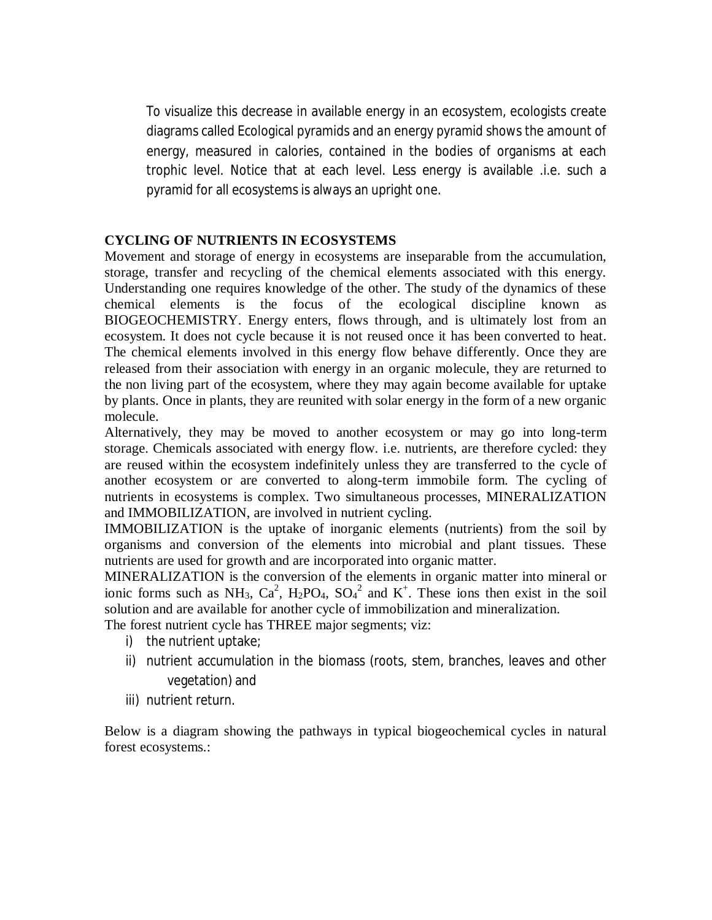To visualize this decrease in available energy in an ecosystem, ecologists create diagrams called Ecological pyramids and an energy pyramid shows the amount of energy, measured in calories, contained in the bodies of organisms at each trophic level. Notice that at each level. Less energy is available .i.e. such a pyramid for all ecosystems is always an upright one.

**CYCLING OF NUTRIENTS IN ECOSYSTEMS**

Movement and storage of energy in ecosystems are inseparable from the accumulation, storage, transfer and recycling of the chemical elements associated with this energy. Understanding one requires knowledge of the other. The study of the dynamics of these chemical elements is the focus of the ecological discipline known as BIOGEOCHEMISTRY. Energy enters, flows through, and is ultimately lost from an ecosystem. It does not cycle because it is not reused once it has been converted to heat. The chemical elements involved in this energy flow behave differently. Once they are released from their association with energy in an organic molecule, they are returned to the non living part of the ecosystem, where they may again become available for uptake by plants. Once in plants, they are reunited with solar energy in the form of a new organic molecule.

Alternatively, they may be moved to another ecosystem or may go into long-term storage. Chemicals associated with energy flow. i.e. nutrients, are therefore cycled: they are reused within the ecosystem indefinitely unless they are transferred to the cycle of another ecosystem or are converted to along-term immobile form. The cycling of nutrients in ecosystems is complex. Two simultaneous processes, MINERALIZATION and IMMOBILIZATION, are involved in nutrient cycling.

IMMOBILIZATION is the uptake of inorganic elements (nutrients) from the soil by organisms and conversion of the elements into microbial and plant tissues. These nutrients are used for growth and are incorporated into organic matter.

MINERALIZATION is the conversion of the elements in organic matter into mineral or ionic forms such as $NH_3$, $Ca^2$, $H_2PO_4$, $SO_4^2$ and $K^+$. These ions then exist in the soil solution and are available for another cycle of immobilization and mineralization.

The forest nutrient cycle has THREE major segments; viz:

i) the nutrient uptake;
ii) nutrient accumulation in the biomass (roots, stem, branches, leaves and other vegetation) and
iii) nutrient return.

Below is a diagram showing the pathways in typical biogeochemical cycles in natural forest ecosystems.: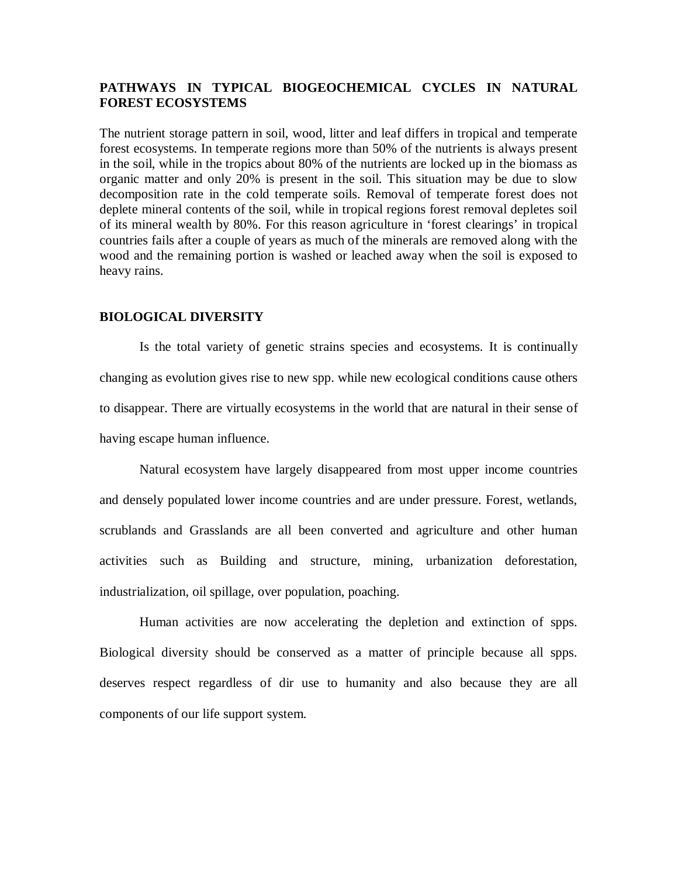## PATHWAYS IN TYPICAL BIOGEOCHEMICAL CYCLES IN NATURAL FOREST ECOSYSTEMS

The nutrient storage pattern in soil, wood, litter and leaf differs in tropical and temperate forest ecosystems. In temperate regions more than 50% of the nutrients is always present in the soil, while in the tropics about 80% of the nutrients are locked up in the biomass as organic matter and only 20% is present in the soil. This situation may be due to slow decomposition rate in the cold temperate soils. Removal of temperate forest does not deplete mineral contents of the soil, while in tropical regions forest removal depletes soil of its mineral wealth by 80%. For this reason agriculture in 'forest clearings' in tropical countries fails after a couple of years as much of the minerals are removed along with the wood and the remaining portion is washed or leached away when the soil is exposed to heavy rains.

## BIOLOGICAL DIVERSITY

Is the total variety of genetic strains species and ecosystems. It is continually changing as evolution gives rise to new spp. while new ecological conditions cause others to disappear. There are virtually ecosystems in the world that are natural in their sense of having escape human influence.

Natural ecosystem have largely disappeared from most upper income countries and densely populated lower income countries and are under pressure. Forest, wetlands, scrublands and Grasslands are all been converted and agriculture and other human activities such as Building and structure, mining, urbanization deforestation, industrialization, oil spillage, over population, poaching.

Human activities are now accelerating the depletion and extinction of spps. Biological diversity should be conserved as a matter of principle because all spps. deserves respect regardless of dir use to humanity and also because they are all components of our life support system.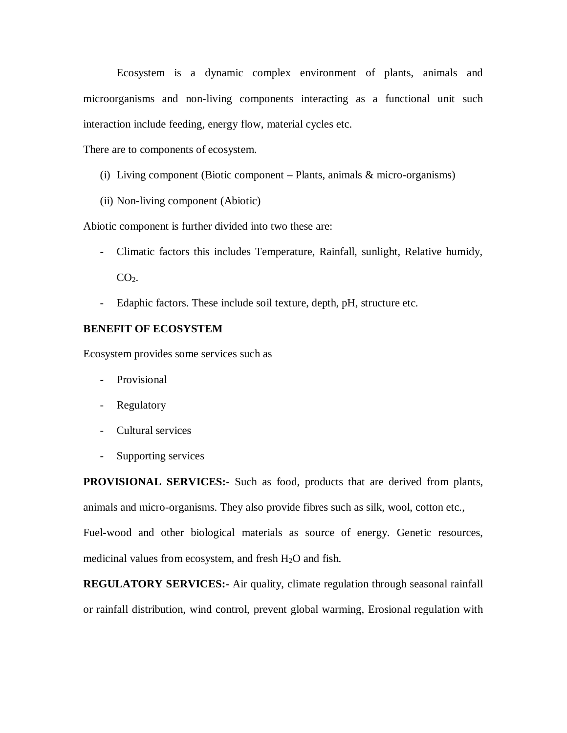Ecosystem is a dynamic complex environment of plants, animals and microorganisms and non-living components interacting as a functional unit such interaction include feeding, energy flow, material cycles etc.

There are to components of ecosystem.

(i) Living component (Biotic component – Plants, animals & micro-organisms)

(ii) Non-living component (Abiotic)

Abiotic component is further divided into two these are:

- Climatic factors this includes Temperature, Rainfall, sunlight, Relative humidy, $CO_2$.
- Edaphic factors. These include soil texture, depth, pH, structure etc.

**BENEFIT OF ECOSYSTEM**

Ecosystem provides some services such as

- Provisional
- Regulatory
- Cultural services
- Supporting services

**PROVISIONAL SERVICES:-** Such as food, products that are derived from plants, animals and micro-organisms. They also provide fibres such as silk, wool, cotton etc., Fuel-wood and other biological materials as source of energy. Genetic resources, medicinal values from ecosystem, and fresh $H_2O$ and fish.

**REGULATORY SERVICES:-** Air quality, climate regulation through seasonal rainfall or rainfall distribution, wind control, prevent global warming, Erosional regulation with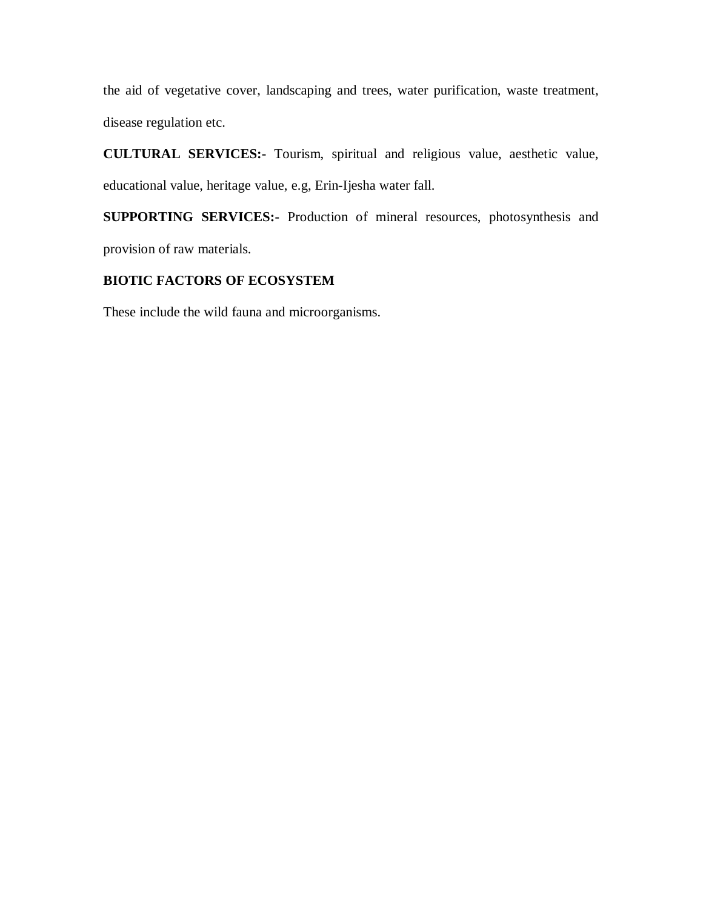the aid of vegetative cover, landscaping and trees, water purification, waste treatment, disease regulation etc.

**CULTURAL SERVICES:-** Tourism, spiritual and religious value, aesthetic value, educational value, heritage value, e.g, Erin-Ijesha water fall.

**SUPPORTING SERVICES:-** Production of mineral resources, photosynthesis and provision of raw materials.

**BIOTIC FACTORS OF ECOSYSTEM**

These include the wild fauna and microorganisms.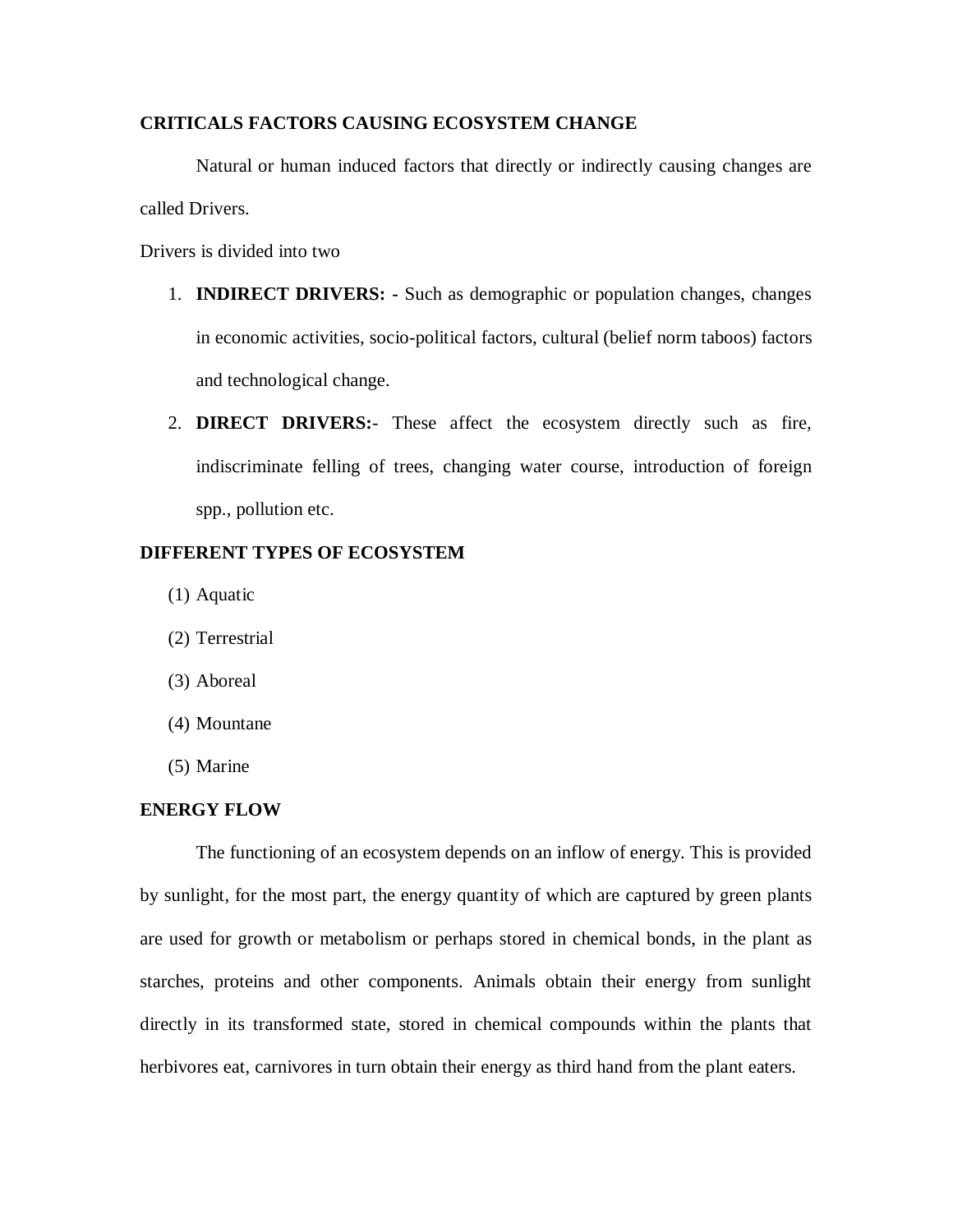## CRITICALS FACTORS CAUSING ECOSYSTEM CHANGE

Natural or human induced factors that directly or indirectly causing changes are called Drivers.

Drivers is divided into two

1. **INDIRECT DRIVERS: -** Such as demographic or population changes, changes in economic activities, socio-political factors, cultural (belief norm taboos) factors and technological change.
2. **DIRECT DRIVERS:-** These affect the ecosystem directly such as fire, indiscriminate felling of trees, changing water course, introduction of foreign spp., pollution etc.

## DIFFERENT TYPES OF ECOSYSTEM

(1) Aquatic

(2) Terrestrial

(3) Aboreal

(4) Mountane

(5) Marine

## ENERGY FLOW

The functioning of an ecosystem depends on an inflow of energy. This is provided by sunlight, for the most part, the energy quantity of which are captured by green plants are used for growth or metabolism or perhaps stored in chemical bonds, in the plant as starches, proteins and other components. Animals obtain their energy from sunlight directly in its transformed state, stored in chemical compounds within the plants that herbivores eat, carnivores in turn obtain their energy as third hand from the plant eaters.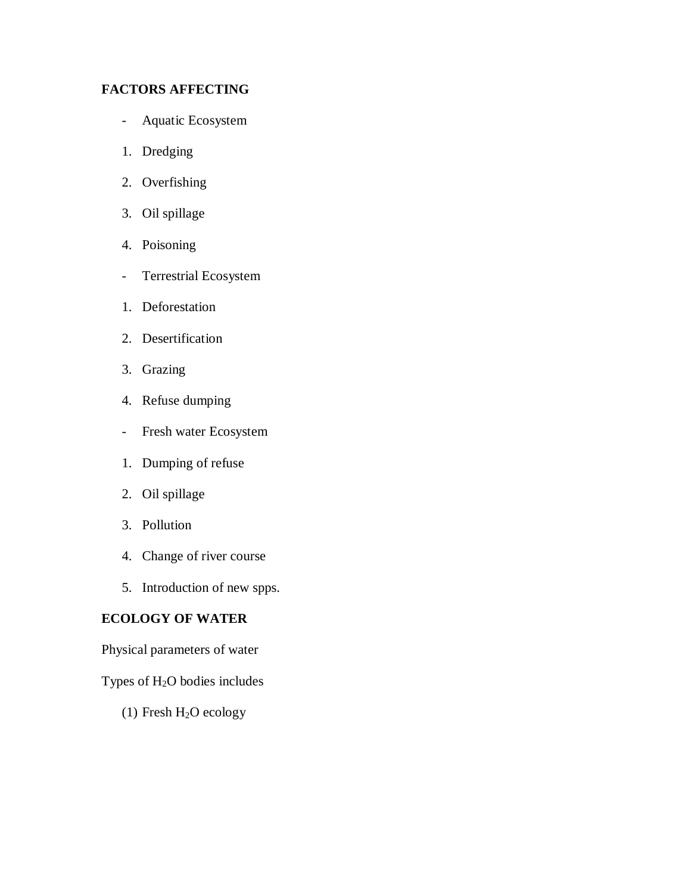**FACTORS AFFECTING**

- Aquatic Ecosystem

1. Dredging
2. Overfishing
3. Oil spillage
4. Poisoning

- Terrestrial Ecosystem

1. Deforestation
2. Desertification
3. Grazing
4. Refuse dumping

- Fresh water Ecosystem

1. Dumping of refuse
2. Oil spillage
3. Pollution
4. Change of river course
5. Introduction of new spps.

**ECOLOGY OF WATER**

Physical parameters of water

Types of $H_2O$ bodies includes

(1) Fresh $H_2O$ ecology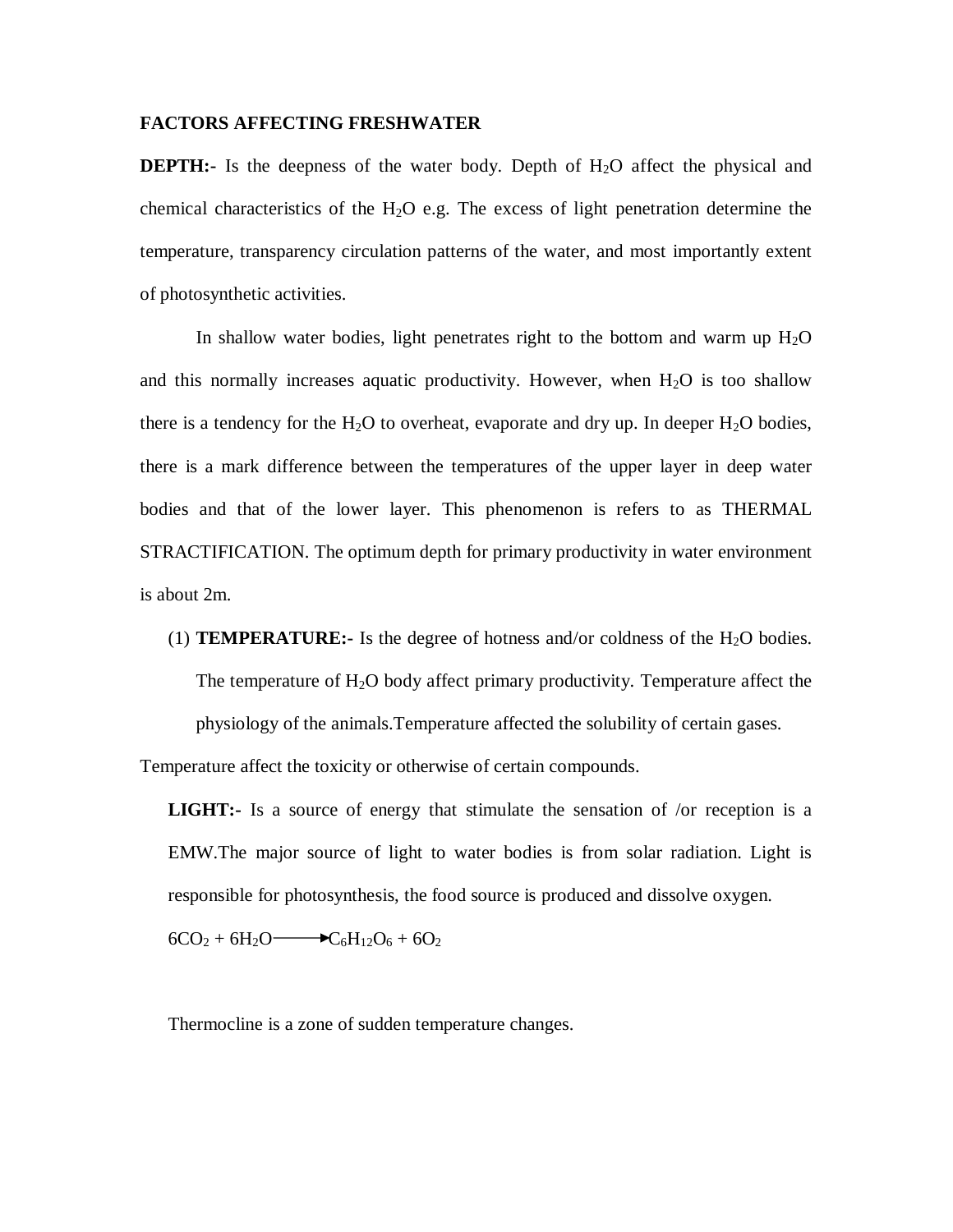**FACTORS AFFECTING FRESHWATER**

**DEPTH:-** Is the deepness of the water body. Depth of $H_2O$ affect the physical and chemical characteristics of the $H_2O$ e.g. The excess of light penetration determine the temperature, transparency circulation patterns of the water, and most importantly extent of photosynthetic activities.

In shallow water bodies, light penetrates right to the bottom and warm up $H_2O$ and this normally increases aquatic productivity. However, when $H_2O$ is too shallow there is a tendency for the $H_2O$ to overheat, evaporate and dry up. In deeper $H_2O$ bodies, there is a mark difference between the temperatures of the upper layer in deep water bodies and that of the lower layer. This phenomenon is refers to as THERMAL STRACTIFICATION. The optimum depth for primary productivity in water environment is about 2m.

(1) **TEMPERATURE:-** Is the degree of hotness and/or coldness of the $H_2O$ bodies. The temperature of $H_2O$ body affect primary productivity. Temperature affect the physiology of the animals.Temperature affected the solubility of certain gases.

Temperature affect the toxicity or otherwise of certain compounds.

**LIGHT:-** Is a source of energy that stimulate the sensation of /or reception is a EMW.The major source of light to water bodies is from solar radiation. Light is responsible for photosynthesis, the food source is produced and dissolve oxygen.

$$6CO_2 + 6H_2O \longrightarrow C_6H_{12}O_6 + 6O_2$$

Thermocline is a zone of sudden temperature changes.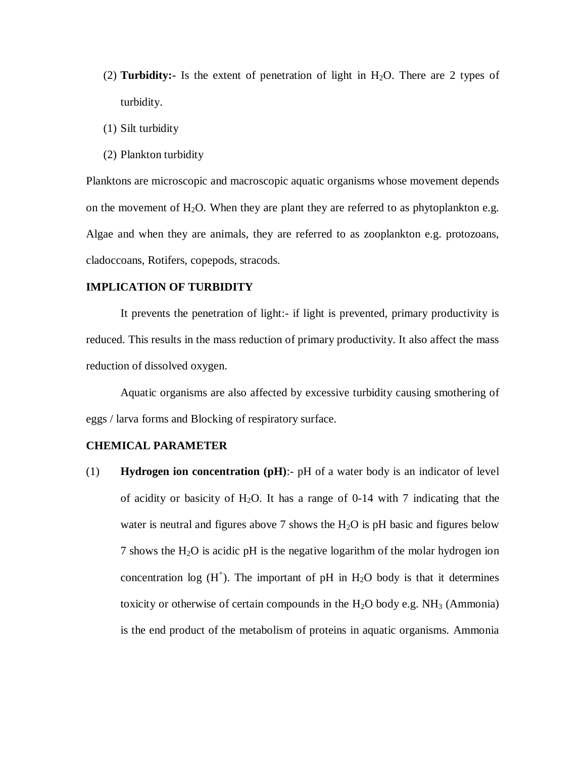(2) **Turbidity:-** Is the extent of penetration of light in $H_2O$. There are 2 types of turbidity.

(1) Silt turbidity

(2) Plankton turbidity

Planktons are microscopic and macroscopic aquatic organisms whose movement depends on the movement of $H_2O$. When they are plant they are referred to as phytoplankton e.g. Algae and when they are animals, they are referred to as zooplankton e.g. protozoans, cladoccoans, Rotifers, copepods, stracods.

**IMPLICATION OF TURBIDITY**

It prevents the penetration of light:- if light is prevented, primary productivity is reduced. This results in the mass reduction of primary productivity. It also affect the mass reduction of dissolved oxygen.

Aquatic organisms are also affected by excessive turbidity causing smothering of eggs / larva forms and Blocking of respiratory surface.

**CHEMICAL PARAMETER**

(1) **Hydrogen ion concentration (pH)**:- pH of a water body is an indicator of level of acidity or basicity of $H_2O$. It has a range of 0-14 with 7 indicating that the water is neutral and figures above 7 shows the $H_2O$ is pH basic and figures below 7 shows the $H_2O$ is acidic pH is the negative logarithm of the molar hydrogen ion concentration log $(H^+)$. The important of pH in $H_2O$ body is that it determines toxicity or otherwise of certain compounds in the $H_2O$ body e.g. $NH_3$ (Ammonia) is the end product of the metabolism of proteins in aquatic organisms. Ammonia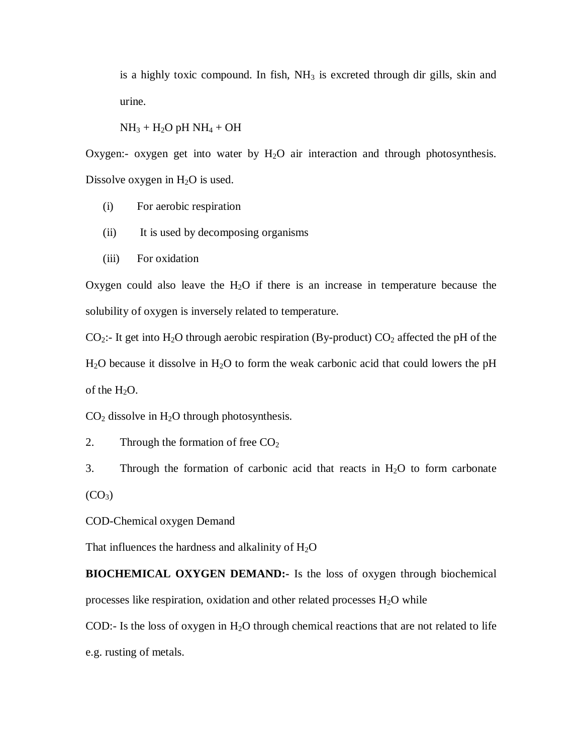is a highly toxic compound. In fish, $NH_3$ is excreted through dir gills, skin and urine.

$NH_3 + H_2O$ pH $NH_4 + OH$

Oxygen:- oxygen get into water by $H_2O$ air interaction and through photosynthesis. Dissolve oxygen in $H_2O$ is used.

(i) For aerobic respiration

(ii) It is used by decomposing organisms

(iii) For oxidation

Oxygen could also leave the $H_2O$ if there is an increase in temperature because the solubility of oxygen is inversely related to temperature.

$CO_2$:- It get into $H_2O$ through aerobic respiration (By-product) $CO_2$ affected the pH of the $H_2O$ because it dissolve in $H_2O$ to form the weak carbonic acid that could lowers the pH of the $H_2O$.

$CO_2$ dissolve in $H_2O$ through photosynthesis.

2. Through the formation of free $CO_2$

3. Through the formation of carbonic acid that reacts in $H_2O$ to form carbonate ($CO_3$)

COD-Chemical oxygen Demand

That influences the hardness and alkalinity of $H_2O$

**BIOCHEMICAL OXYGEN DEMAND:-** Is the loss of oxygen through biochemical processes like respiration, oxidation and other related processes $H_2O$ while

COD:- Is the loss of oxygen in $H_2O$ through chemical reactions that are not related to life e.g. rusting of metals.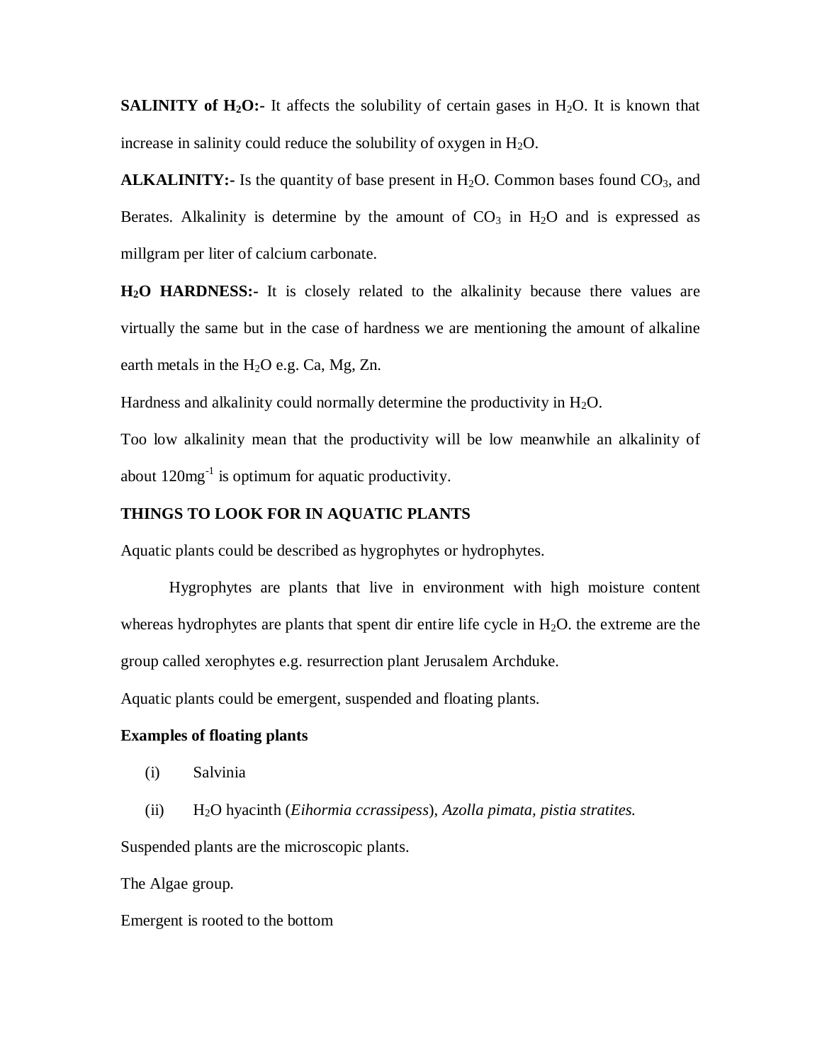**SALINITY of $H_2O$:-** It affects the solubility of certain gases in $H_2O$. It is known that increase in salinity could reduce the solubility of oxygen in $H_2O$.

**ALKALINITY:-** Is the quantity of base present in $H_2O$. Common bases found $CO_3$, and Berates. Alkalinity is determine by the amount of $CO_3$ in $H_2O$ and is expressed as millgram per liter of calcium carbonate.

**$H_2O$ HARDNESS:-** It is closely related to the alkalinity because there values are virtually the same but in the case of hardness we are mentioning the amount of alkaline earth metals in the $H_2O$ e.g. Ca, Mg, Zn.

Hardness and alkalinity could normally determine the productivity in $H_2O$.

Too low alkalinity mean that the productivity will be low meanwhile an alkalinity of about $120mg^{-1}$ is optimum for aquatic productivity.

**THINGS TO LOOK FOR IN AQUATIC PLANTS**

Aquatic plants could be described as hygrophytes or hydrophytes.

Hygrophytes are plants that live in environment with high moisture content whereas hydrophytes are plants that spent dir entire life cycle in $H_2O$. the extreme are the group called xerophytes e.g. resurrection plant Jerusalem Archduke.

Aquatic plants could be emergent, suspended and floating plants.

**Examples of floating plants**

(i) Salvinia

(ii) $H_2O$ hyacinth (*Eihormia ccrassipess*), *Azolla pimata, pistia stratites.*

Suspended plants are the microscopic plants.

The Algae group.

Emergent is rooted to the bottom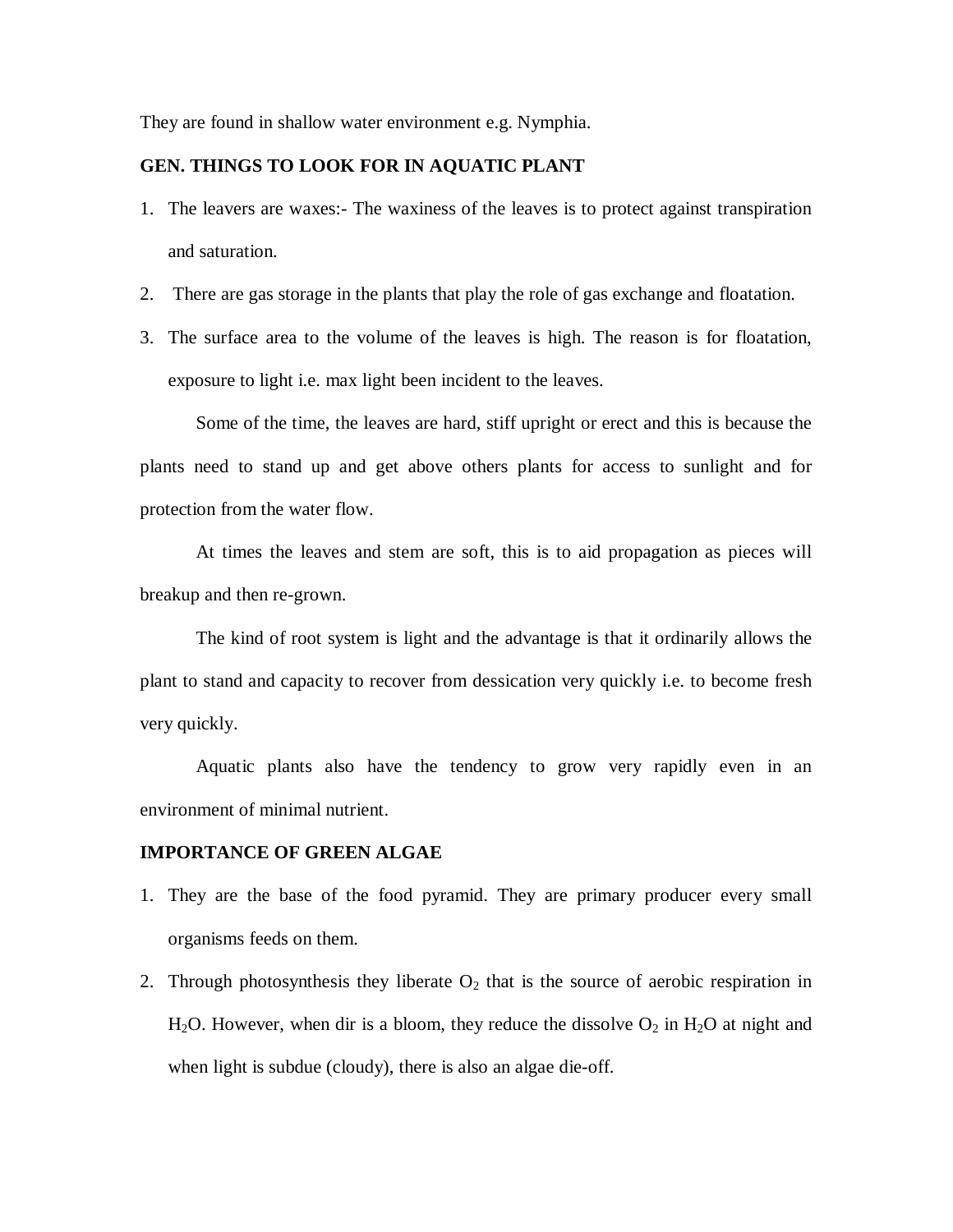They are found in shallow water environment e.g. Nymphia.

**GEN. THINGS TO LOOK FOR IN AQUATIC PLANT**

1. The leavers are waxes:- The waxiness of the leaves is to protect against transpiration and saturation.
2. There are gas storage in the plants that play the role of gas exchange and floatation.
3. The surface area to the volume of the leaves is high. The reason is for floatation, exposure to light i.e. max light been incident to the leaves.

Some of the time, the leaves are hard, stiff upright or erect and this is because the plants need to stand up and get above others plants for access to sunlight and for protection from the water flow.

At times the leaves and stem are soft, this is to aid propagation as pieces will breakup and then re-grown.

The kind of root system is light and the advantage is that it ordinarily allows the plant to stand and capacity to recover from dessication very quickly i.e. to become fresh very quickly.

Aquatic plants also have the tendency to grow very rapidly even in an environment of minimal nutrient.

**IMPORTANCE OF GREEN ALGAE**

1. They are the base of the food pyramid. They are primary producer every small organisms feeds on them.
2. Through photosynthesis they liberate $O_2$ that is the source of aerobic respiration in $H_2O$. However, when dir is a bloom, they reduce the dissolve $O_2$ in $H_2O$ at night and when light is subdue (cloudy), there is also an algae die-off.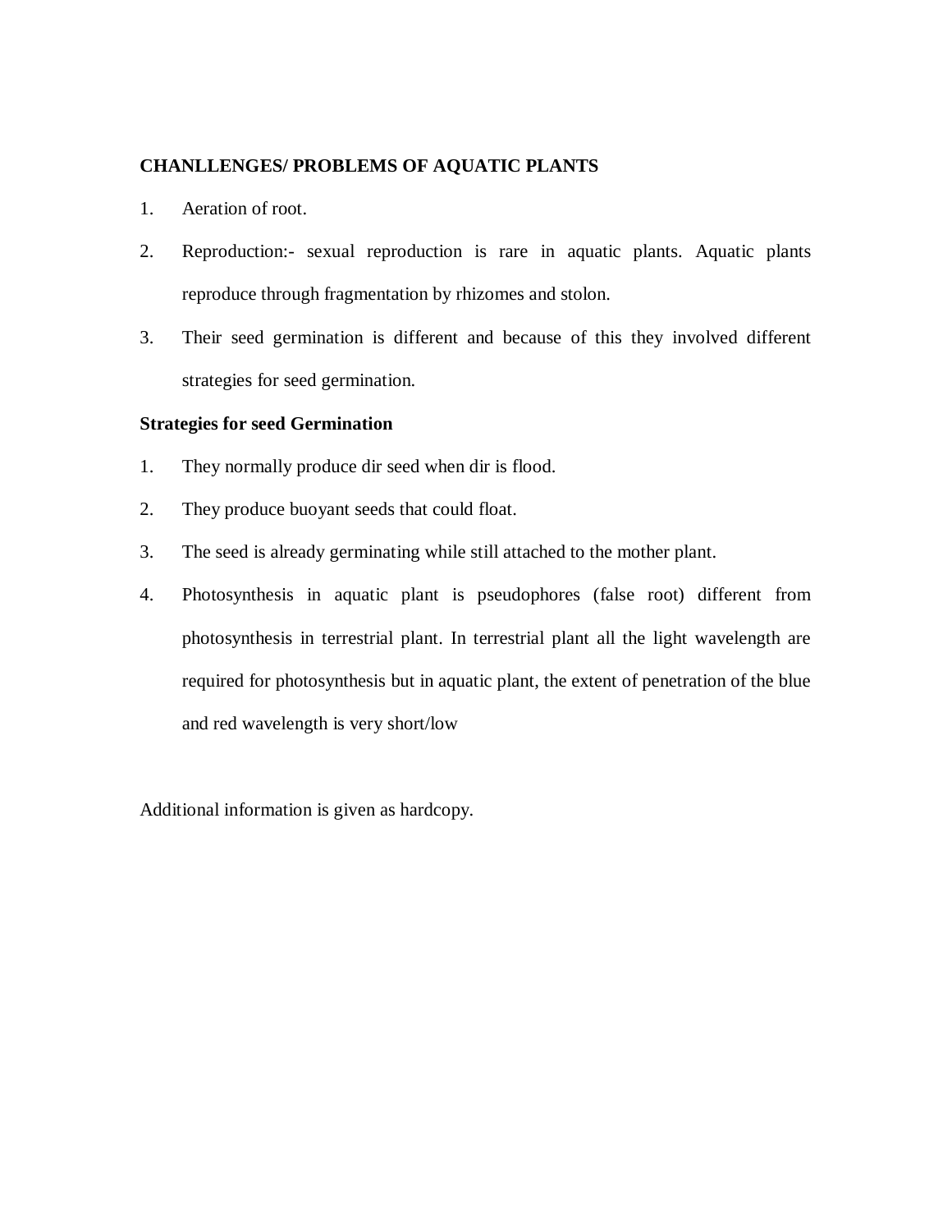**CHANLLENGES/ PROBLEMS OF AQUATIC PLANTS**

1. Aeration of root.
2. Reproduction:- sexual reproduction is rare in aquatic plants. Aquatic plants reproduce through fragmentation by rhizomes and stolon.
3. Their seed germination is different and because of this they involved different strategies for seed germination.

**Strategies for seed Germination**

1. They normally produce dir seed when dir is flood.
2. They produce buoyant seeds that could float.
3. The seed is already germinating while still attached to the mother plant.
4. Photosynthesis in aquatic plant is pseudophores (false root) different from photosynthesis in terrestrial plant. In terrestrial plant all the light wavelength are required for photosynthesis but in aquatic plant, the extent of penetration of the blue and red wavelength is very short/low

Additional information is given as hardcopy.